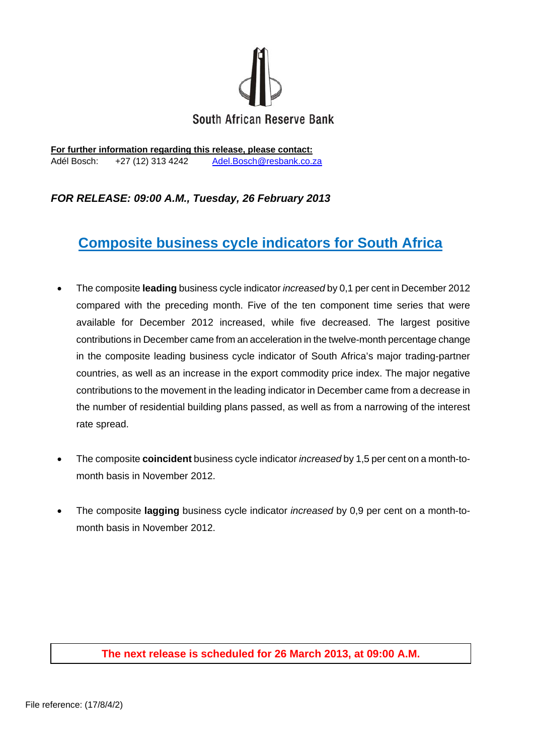South African Reserve Bank

**For further information regarding this release, please contact:**
Adél Bosch: +27 (12) 313 4242 Adel.Bosch@resbank.co.za

***FOR RELEASE: 09:00 A.M., Tuesday, 26 February 2013***

# Composite business cycle indicators for South Africa

- The composite **leading** business cycle indicator *increased* by 0,1 per cent in December 2012 compared with the preceding month. Five of the ten component time series that were available for December 2012 increased, while five decreased. The largest positive contributions in December came from an acceleration in the twelve-month percentage change in the composite leading business cycle indicator of South Africa's major trading-partner countries, as well as an increase in the export commodity price index. The major negative contributions to the movement in the leading indicator in December came from a decrease in the number of residential building plans passed, as well as from a narrowing of the interest rate spread.

- The composite **coincident** business cycle indicator *increased* by 1,5 per cent on a month-to-month basis in November 2012.

- The composite **lagging** business cycle indicator *increased* by 0,9 per cent on a month-to-month basis in November 2012.

**The next release is scheduled for 26 March 2013, at 09:00 A.M.**

File reference: (17/8/4/2)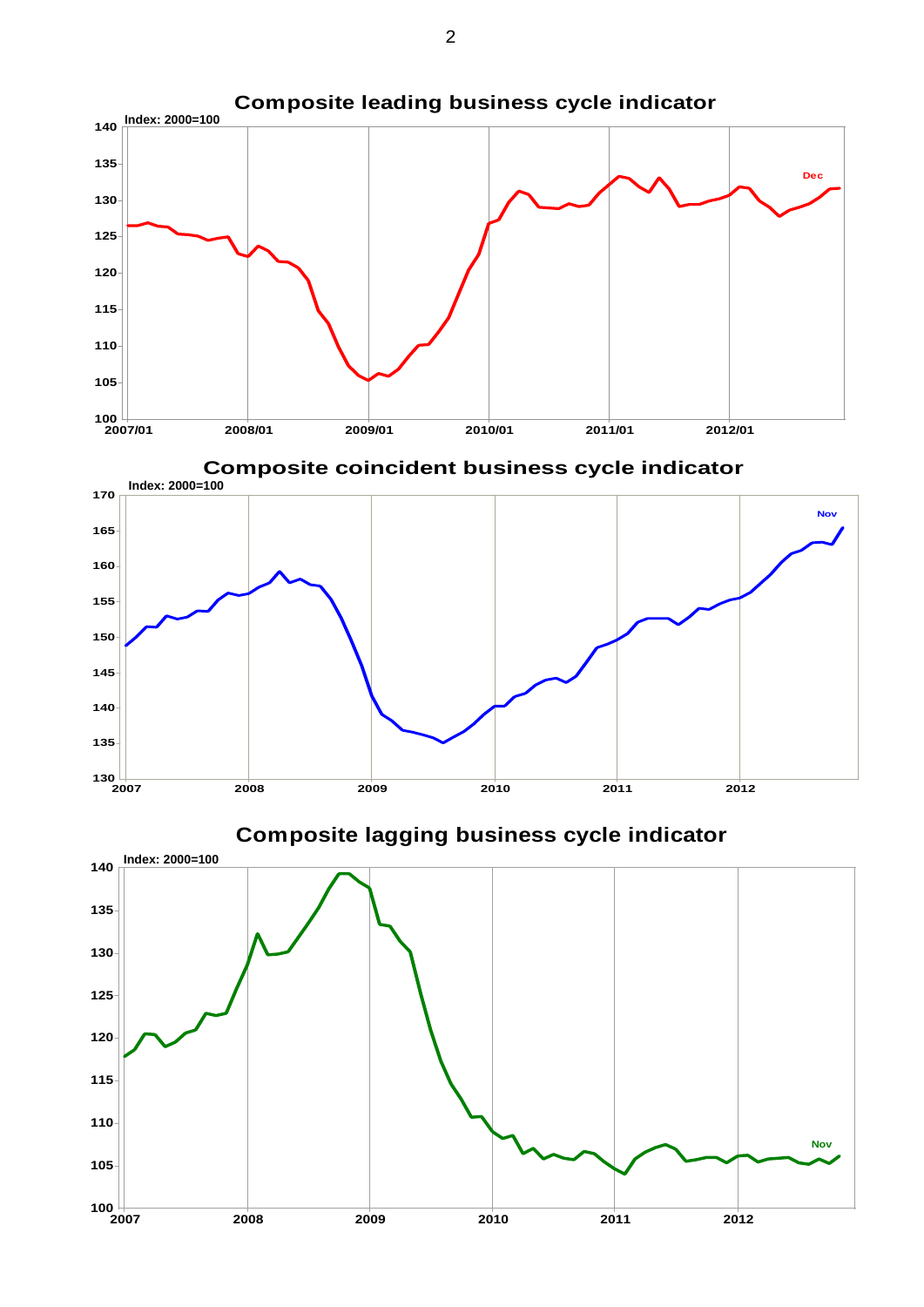## Composite leading business cycle indicator

Index: 2000=100

Dec

## Composite coincident business cycle indicator

Index: 2000=100

Nov

## Composite lagging business cycle indicator

Index: 2000=100

Nov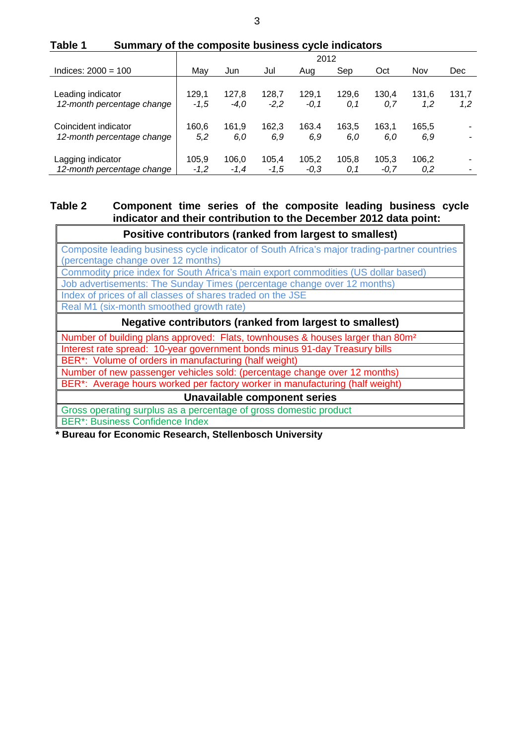**Table 1 Summary of the composite business cycle indicators**

| Indices: 2000 = 100 | 2012 May | Jun | Jul | Aug | Sep | Oct | Nov | Dec |
|---|---|---|---|---|---|---|---|---|
| Leading indicator | 129,1 | 127,8 | 128,7 | 129,1 | 129,6 | 130,4 | 131,6 | 131,7 |
| *12-month percentage change* | *-1,5* | *-4,0* | *-2,2* | *-0,1* | *0,1* | *0,7* | *1,2* | *1,2* |
| Coincident indicator | 160,6 | 161,9 | 162,3 | 163.4 | 163,5 | 163,1 | 165,5 | - |
| *12-month percentage change* | *5,2* | *6,0* | *6,9* | *6,9* | *6,0* | *6,0* | *6,9* | - |
| Lagging indicator | 105,9 | 106,0 | 105,4 | 105,2 | 105,8 | 105,3 | 106,2 | - |
| *12-month percentage change* | *-1,2* | *-1,4* | *-1,5* | *-0,3* | *0,1* | *-0,7* | *0,2* | - |

**Table 2 Component time series of the composite leading business cycle indicator and their contribution to the December 2012 data point:**

| **Positive contributors (ranked from largest to smallest)** |
|---|
| Composite leading business cycle indicator of South Africa's major trading-partner countries (percentage change over 12 months) |
| Commodity price index for South Africa's main export commodities (US dollar based) |
| Job advertisements: The Sunday Times (percentage change over 12 months) |
| Index of prices of all classes of shares traded on the JSE |
| Real M1 (six-month smoothed growth rate) |
| **Negative contributors (ranked from largest to smallest)** |
| Number of building plans approved: Flats, townhouses & houses larger than 80m² |
| Interest rate spread: 10-year government bonds minus 91-day Treasury bills |
| BER*: Volume of orders in manufacturing (half weight) |
| Number of new passenger vehicles sold: (percentage change over 12 months) |
| BER*: Average hours worked per factory worker in manufacturing (half weight) |
| **Unavailable component series** |
| Gross operating surplus as a percentage of gross domestic product |
| BER*: Business Confidence Index |

**\* Bureau for Economic Research, Stellenbosch University**